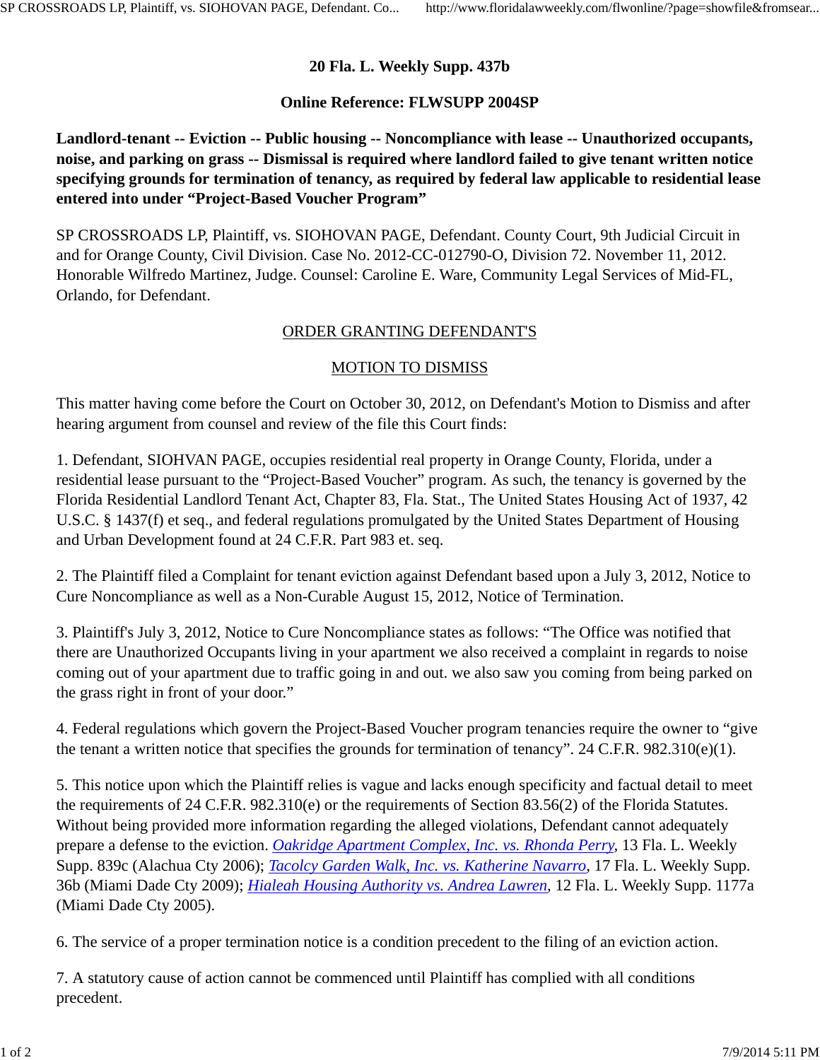**20 Fla. L. Weekly Supp. 437b**

**Online Reference: FLWSUPP 2004SP**

**Landlord-tenant -- Eviction -- Public housing -- Noncompliance with lease -- Unauthorized occupants, noise, and parking on grass -- Dismissal is required where landlord failed to give tenant written notice specifying grounds for termination of tenancy, as required by federal law applicable to residential lease entered into under "Project-Based Voucher Program"**

SP CROSSROADS LP, Plaintiff, vs. SIOHOVAN PAGE, Defendant. County Court, 9th Judicial Circuit in and for Orange County, Civil Division. Case No. 2012-CC-012790-O, Division 72. November 11, 2012. Honorable Wilfredo Martinez, Judge. Counsel: Caroline E. Ware, Community Legal Services of Mid-FL, Orlando, for Defendant.

ORDER GRANTING DEFENDANT'S

MOTION TO DISMISS

This matter having come before the Court on October 30, 2012, on Defendant's Motion to Dismiss and after hearing argument from counsel and review of the file this Court finds:

1. Defendant, SIOHVAN PAGE, occupies residential real property in Orange County, Florida, under a residential lease pursuant to the "Project-Based Voucher" program. As such, the tenancy is governed by the Florida Residential Landlord Tenant Act, Chapter 83, Fla. Stat., The United States Housing Act of 1937, 42 U.S.C. § 1437(f) et seq., and federal regulations promulgated by the United States Department of Housing and Urban Development found at 24 C.F.R. Part 983 et. seq.

2. The Plaintiff filed a Complaint for tenant eviction against Defendant based upon a July 3, 2012, Notice to Cure Noncompliance as well as a Non-Curable August 15, 2012, Notice of Termination.

3. Plaintiff's July 3, 2012, Notice to Cure Noncompliance states as follows: "The Office was notified that there are Unauthorized Occupants living in your apartment we also received a complaint in regards to noise coming out of your apartment due to traffic going in and out. we also saw you coming from being parked on the grass right in front of your door."

4. Federal regulations which govern the Project-Based Voucher program tenancies require the owner to "give the tenant a written notice that specifies the grounds for termination of tenancy". 24 C.F.R. 982.310(e)(1).

5. This notice upon which the Plaintiff relies is vague and lacks enough specificity and factual detail to meet the requirements of 24 C.F.R. 982.310(e) or the requirements of Section 83.56(2) of the Florida Statutes. Without being provided more information regarding the alleged violations, Defendant cannot adequately prepare a defense to the eviction. *Oakridge Apartment Complex, Inc. vs. Rhonda Perry*, 13 Fla. L. Weekly Supp. 839c (Alachua Cty 2006); *Tacolcy Garden Walk, Inc. vs. Katherine Navarro*, 17 Fla. L. Weekly Supp. 36b (Miami Dade Cty 2009); *Hialeah Housing Authority vs. Andrea Lawren*, 12 Fla. L. Weekly Supp. 1177a (Miami Dade Cty 2005).

6. The service of a proper termination notice is a condition precedent to the filing of an eviction action.

7. A statutory cause of action cannot be commenced until Plaintiff has complied with all conditions precedent.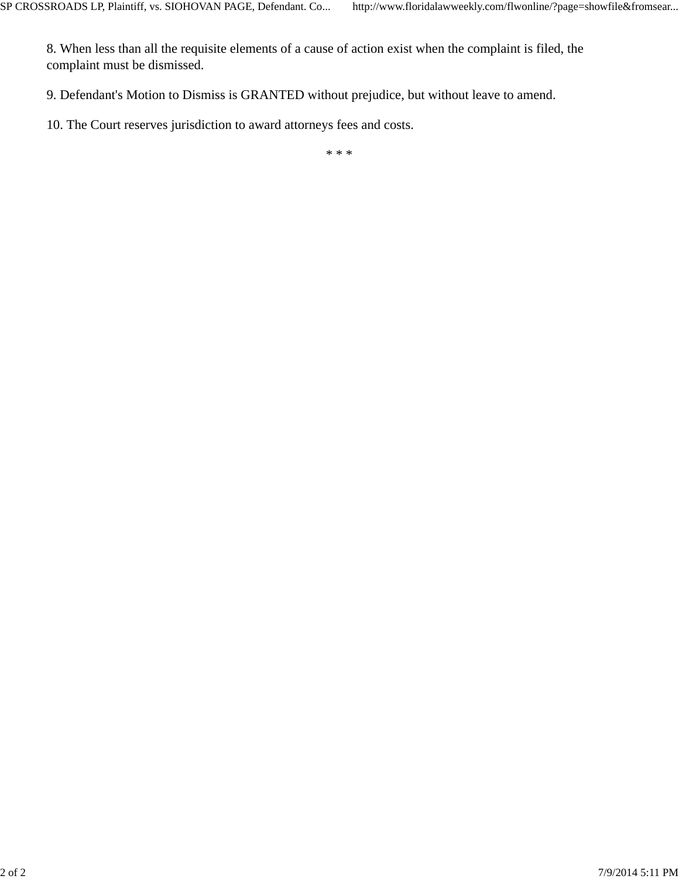8. When less than all the requisite elements of a cause of action exist when the complaint is filed, the complaint must be dismissed.

9. Defendant's Motion to Dismiss is GRANTED without prejudice, but without leave to amend.

10. The Court reserves jurisdiction to award attorneys fees and costs.

* * *